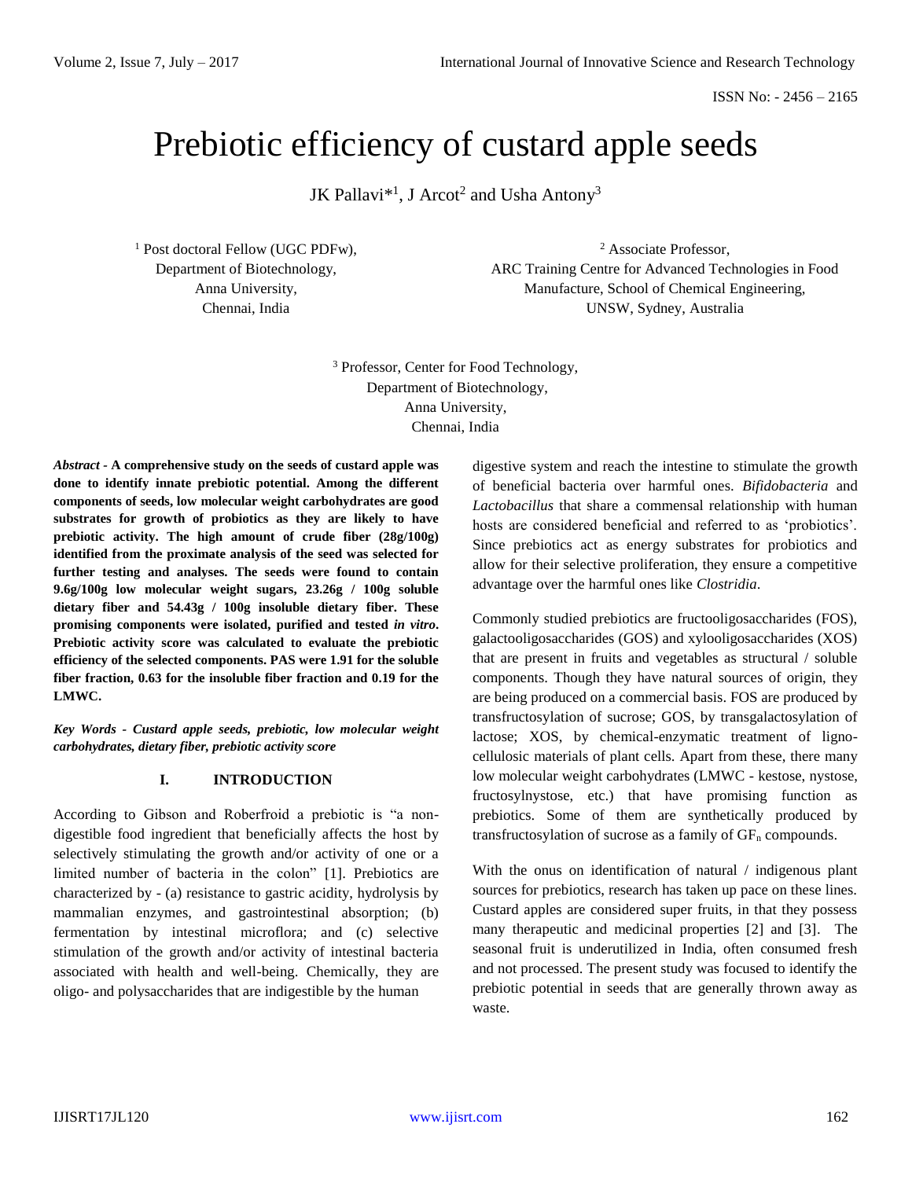# Prebiotic efficiency of custard apple seeds

JK Pallavi*[1], J Arcot[2] and Usha Antony[3]

[1] Post doctoral Fellow (UGC PDFw),
Department of Biotechnology,
Anna University,
Chennai, India

[2] Associate Professor,
ARC Training Centre for Advanced Technologies in Food Manufacture, School of Chemical Engineering,
UNSW, Sydney, Australia

[3] Professor, Center for Food Technology,
Department of Biotechnology,
Anna University,
Chennai, India

***Abstract* - A comprehensive study on the seeds of custard apple was done to identify innate prebiotic potential. Among the different components of seeds, low molecular weight carbohydrates are good substrates for growth of probiotics as they are likely to have prebiotic activity. The high amount of crude fiber (28g/100g) identified from the proximate analysis of the seed was selected for further testing and analyses. The seeds were found to contain 9.6g/100g low molecular weight sugars, 23.26g / 100g soluble dietary fiber and 54.43g / 100g insoluble dietary fiber. These promising components were isolated, purified and tested *in vitro*. Prebiotic activity score was calculated to evaluate the prebiotic efficiency of the selected components. PAS were 1.91 for the soluble fiber fraction, 0.63 for the insoluble fiber fraction and 0.19 for the LMWC.**

***Key Words - Custard apple seeds, prebiotic, low molecular weight carbohydrates, dietary fiber, prebiotic activity score***

## I. INTRODUCTION

According to Gibson and Roberfroid a prebiotic is "a non-digestible food ingredient that beneficially affects the host by selectively stimulating the growth and/or activity of one or a limited number of bacteria in the colon" [1]. Prebiotics are characterized by - (a) resistance to gastric acidity, hydrolysis by mammalian enzymes, and gastrointestinal absorption; (b) fermentation by intestinal microflora; and (c) selective stimulation of the growth and/or activity of intestinal bacteria associated with health and well-being. Chemically, they are oligo- and polysaccharides that are indigestible by the human digestive system and reach the intestine to stimulate the growth of beneficial bacteria over harmful ones. *Bifidobacteria* and *Lactobacillus* that share a commensal relationship with human hosts are considered beneficial and referred to as 'probiotics'. Since prebiotics act as energy substrates for probiotics and allow for their selective proliferation, they ensure a competitive advantage over the harmful ones like *Clostridia*.

Commonly studied prebiotics are fructooligosaccharides (FOS), galactooligosaccharides (GOS) and xylooligosaccharides (XOS) that are present in fruits and vegetables as structural / soluble components. Though they have natural sources of origin, they are being produced on a commercial basis. FOS are produced by transfructosylation of sucrose; GOS, by transgalactosylation of lactose; XOS, by chemical-enzymatic treatment of ligno-cellulosic materials of plant cells. Apart from these, there many low molecular weight carbohydrates (LMWC - kestose, nystose, fructosylnystose, etc.) that have promising function as prebiotics. Some of them are synthetically produced by transfructosylation of sucrose as a family of $GF_n$ compounds.

With the onus on identification of natural / indigenous plant sources for prebiotics, research has taken up pace on these lines. Custard apples are considered super fruits, in that they possess many therapeutic and medicinal properties [2] and [3]. The seasonal fruit is underutilized in India, often consumed fresh and not processed. The present study was focused to identify the prebiotic potential in seeds that are generally thrown away as waste.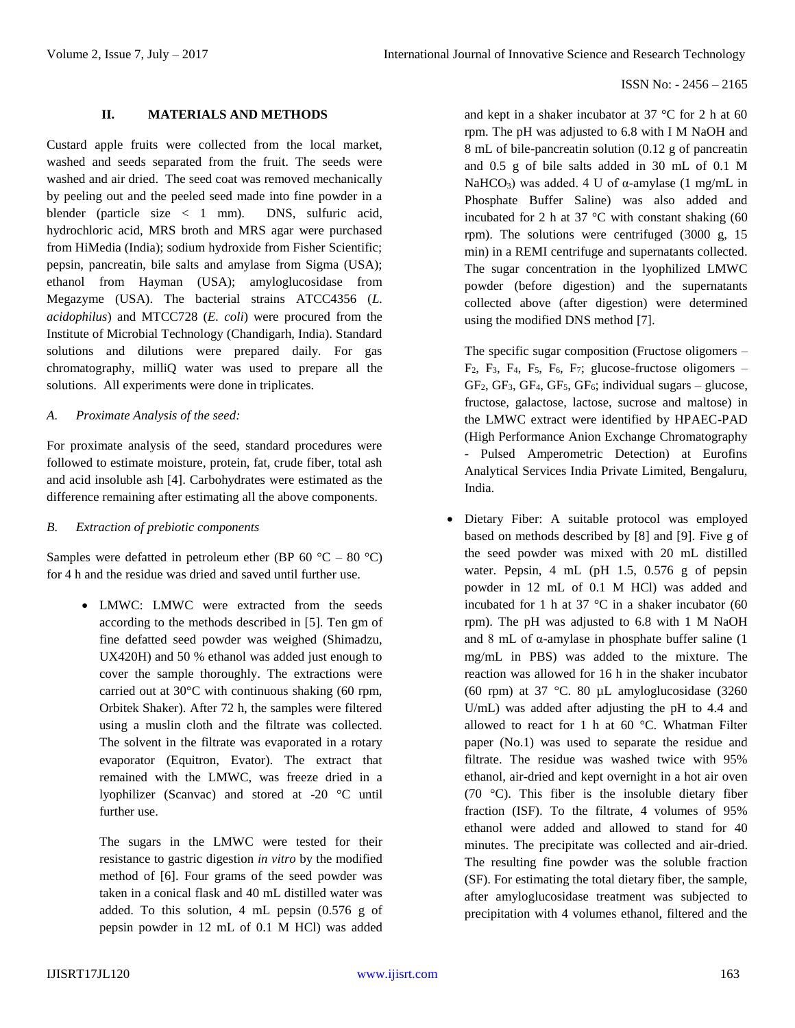## II. MATERIALS AND METHODS

Custard apple fruits were collected from the local market, washed and seeds separated from the fruit. The seeds were washed and air dried. The seed coat was removed mechanically by peeling out and the peeled seed made into fine powder in a blender (particle size < 1 mm). DNS, sulfuric acid, hydrochloric acid, MRS broth and MRS agar were purchased from HiMedia (India); sodium hydroxide from Fisher Scientific; pepsin, pancreatin, bile salts and amylase from Sigma (USA); ethanol from Hayman (USA); amyloglucosidase from Megazyme (USA). The bacterial strains ATCC4356 (*L. acidophilus*) and MTCC728 (*E. coli*) were procured from the Institute of Microbial Technology (Chandigarh, India). Standard solutions and dilutions were prepared daily. For gas chromatography, milliQ water was used to prepare all the solutions. All experiments were done in triplicates.

### A. Proximate Analysis of the seed:

For proximate analysis of the seed, standard procedures were followed to estimate moisture, protein, fat, crude fiber, total ash and acid insoluble ash [4]. Carbohydrates were estimated as the difference remaining after estimating all the above components.

### B. Extraction of prebiotic components

Samples were defatted in petroleum ether (BP 60 °C – 80 °C) for 4 h and the residue was dried and saved until further use.

- LMWC: LMWC were extracted from the seeds according to the methods described in [5]. Ten gm of fine defatted seed powder was weighed (Shimadzu, UX420H) and 50 % ethanol was added just enough to cover the sample thoroughly. The extractions were carried out at 30°C with continuous shaking (60 rpm, Orbitek Shaker). After 72 h, the samples were filtered using a muslin cloth and the filtrate was collected. The solvent in the filtrate was evaporated in a rotary evaporator (Equitron, Evator). The extract that remained with the LMWC, was freeze dried in a lyophilizer (Scanvac) and stored at -20 °C until further use.

  The sugars in the LMWC were tested for their resistance to gastric digestion *in vitro* by the modified method of [6]. Four grams of the seed powder was taken in a conical flask and 40 mL distilled water was added. To this solution, 4 mL pepsin (0.576 g of pepsin powder in 12 mL of 0.1 M HCl) was added and kept in a shaker incubator at 37 °C for 2 h at 60 rpm. The pH was adjusted to 6.8 with 1 M NaOH and 8 mL of bile-pancreatin solution (0.12 g of pancreatin and 0.5 g of bile salts added in 30 mL of 0.1 M $NaHCO_3$) was added. 4 U of α-amylase (1 mg/mL in Phosphate Buffer Saline) was also added and incubated for 2 h at 37 °C with constant shaking (60 rpm). The solutions were centrifuged (3000 g, 15 min) in a REMI centrifuge and supernatants collected. The sugar concentration in the lyophilized LMWC powder (before digestion) and the supernatants collected above (after digestion) were determined using the modified DNS method [7].

  The specific sugar composition (Fructose oligomers – $F_2$, $F_3$, $F_4$, $F_5$, $F_6$, $F_7$; glucose-fructose oligomers – $GF_2$, $GF_3$, $GF_4$, $GF_5$, $GF_6$; individual sugars – glucose, fructose, galactose, lactose, sucrose and maltose) in the LMWC extract were identified by HPAEC-PAD (High Performance Anion Exchange Chromatography - Pulsed Amperometric Detection) at Eurofins Analytical Services India Private Limited, Bengaluru, India.

- Dietary Fiber: A suitable protocol was employed based on methods described by [8] and [9]. Five g of the seed powder was mixed with 20 mL distilled water. Pepsin, 4 mL (pH 1.5, 0.576 g of pepsin powder in 12 mL of 0.1 M HCl) was added and incubated for 1 h at 37 °C in a shaker incubator (60 rpm). The pH was adjusted to 6.8 with 1 M NaOH and 8 mL of α-amylase in phosphate buffer saline (1 mg/mL in PBS) was added to the mixture. The reaction was allowed for 16 h in the shaker incubator (60 rpm) at 37 °C. 80 µL amyloglucosidase (3260 U/mL) was added after adjusting the pH to 4.4 and allowed to react for 1 h at 60 °C. Whatman Filter paper (No.1) was used to separate the residue and filtrate. The residue was washed twice with 95% ethanol, air-dried and kept overnight in a hot air oven (70 °C). This fiber is the insoluble dietary fiber fraction (ISF). To the filtrate, 4 volumes of 95% ethanol were added and allowed to stand for 40 minutes. The precipitate was collected and air-dried. The resulting fine powder was the soluble fraction (SF). For estimating the total dietary fiber, the sample, after amyloglucosidase treatment was subjected to precipitation with 4 volumes ethanol, filtered and the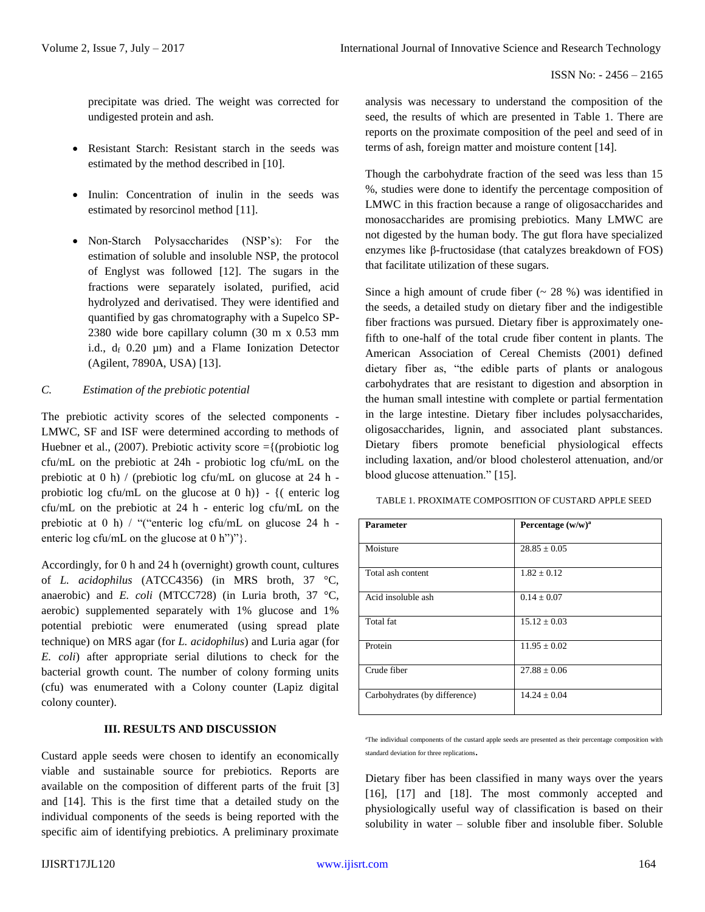precipitate was dried. The weight was corrected for undigested protein and ash.

- Resistant Starch: Resistant starch in the seeds was estimated by the method described in [10].
- Inulin: Concentration of inulin in the seeds was estimated by resorcinol method [11].
- Non-Starch Polysaccharides (NSP's): For the estimation of soluble and insoluble NSP, the protocol of Englyst was followed [12]. The sugars in the fractions were separately isolated, purified, acid hydrolyzed and derivatised. They were identified and quantified by gas chromatography with a Supelco SP-2380 wide bore capillary column (30 m x 0.53 mm i.d., $d_f$ 0.20 µm) and a Flame Ionization Detector (Agilent, 7890A, USA) [13].

### C. Estimation of the prebiotic potential

The prebiotic activity scores of the selected components - LMWC, SF and ISF were determined according to methods of Huebner et al., (2007). Prebiotic activity score ={(probiotic log cfu/mL on the prebiotic at 24h - probiotic log cfu/mL on the prebiotic at 0 h) / (prebiotic log cfu/mL on glucose at 24 h - probiotic log cfu/mL on the glucose at 0 h)} - {( enteric log cfu/mL on the prebiotic at 24 h - enteric log cfu/mL on the prebiotic at 0 h) / "("enteric log cfu/mL on glucose 24 h - enteric log cfu/mL on the glucose at 0 h")"}.

Accordingly, for 0 h and 24 h (overnight) growth count, cultures of *L. acidophilus* (ATCC4356) (in MRS broth, 37 °C, anaerobic) and *E. coli* (MTCC728) (in Luria broth, 37 °C, aerobic) supplemented separately with 1% glucose and 1% potential prebiotic were enumerated (using spread plate technique) on MRS agar (for *L. acidophilus*) and Luria agar (for *E. coli*) after appropriate serial dilutions to check for the bacterial growth count. The number of colony forming units (cfu) was enumerated with a Colony counter (Lapiz digital colony counter).

## III. RESULTS AND DISCUSSION

Custard apple seeds were chosen to identify an economically viable and sustainable source for prebiotics. Reports are available on the composition of different parts of the fruit [3] and [14]. This is the first time that a detailed study on the individual components of the seeds is being reported with the specific aim of identifying prebiotics. A preliminary proximate analysis was necessary to understand the composition of the seed, the results of which are presented in Table 1. There are reports on the proximate composition of the peel and seed of in terms of ash, foreign matter and moisture content [14].

Though the carbohydrate fraction of the seed was less than 15 %, studies were done to identify the percentage composition of LMWC in this fraction because a range of oligosaccharides and monosaccharides are promising prebiotics. Many LMWC are not digested by the human body. The gut flora have specialized enzymes like β-fructosidase (that catalyzes breakdown of FOS) that facilitate utilization of these sugars.

Since a high amount of crude fiber (~ 28 %) was identified in the seeds, a detailed study on dietary fiber and the indigestible fiber fractions was pursued. Dietary fiber is approximately one-fifth to one-half of the total crude fiber content in plants. The American Association of Cereal Chemists (2001) defined dietary fiber as, "the edible parts of plants or analogous carbohydrates that are resistant to digestion and absorption in the human small intestine with complete or partial fermentation in the large intestine. Dietary fiber includes polysaccharides, oligosaccharides, lignin, and associated plant substances. Dietary fibers promote beneficial physiological effects including laxation, and/or blood cholesterol attenuation, and/or blood glucose attenuation." [15].

TABLE 1. PROXIMATE COMPOSITION OF CUSTARD APPLE SEED

| Parameter | Percentage (w/w)[a] |
|---|---|
| Moisture | 28.85 ± 0.05 |
| Total ash content | 1.82 ± 0.12 |
| Acid insoluble ash | 0.14 ± 0.07 |
| Total fat | 15.12 ± 0.03 |
| Protein | 11.95 ± 0.02 |
| Crude fiber | 27.88 ± 0.06 |
| Carbohydrates (by difference) | 14.24 ± 0.04 |

[a]The individual components of the custard apple seeds are presented as their percentage composition with standard deviation for three replications.

Dietary fiber has been classified in many ways over the years [16], [17] and [18]. The most commonly accepted and physiologically useful way of classification is based on their solubility in water – soluble fiber and insoluble fiber. Soluble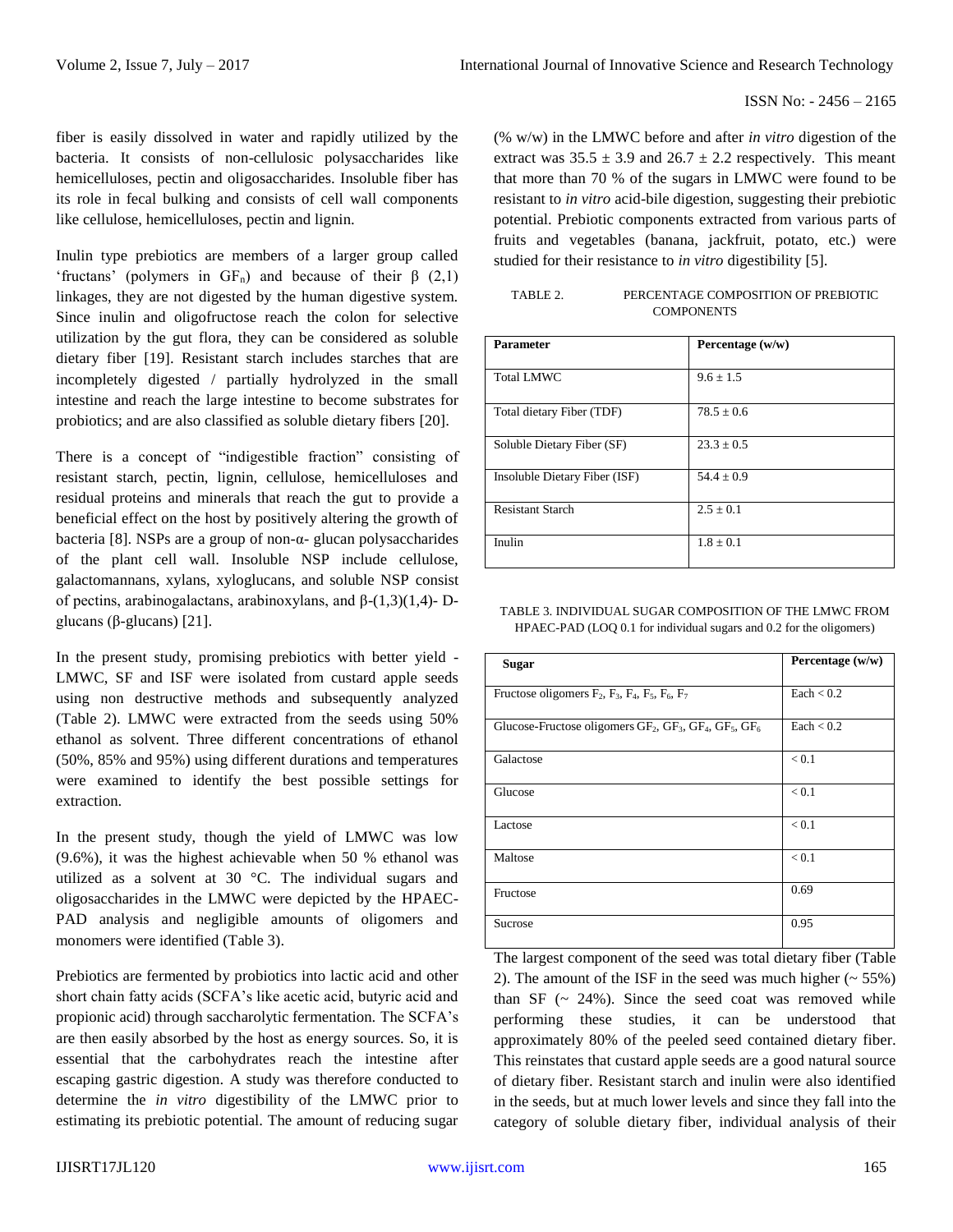fiber is easily dissolved in water and rapidly utilized by the bacteria. It consists of non-cellulosic polysaccharides like hemicelluloses, pectin and oligosaccharides. Insoluble fiber has its role in fecal bulking and consists of cell wall components like cellulose, hemicelluloses, pectin and lignin.

Inulin type prebiotics are members of a larger group called 'fructans' (polymers in $GF_n$) and because of their β (2,1) linkages, they are not digested by the human digestive system. Since inulin and oligofructose reach the colon for selective utilization by the gut flora, they can be considered as soluble dietary fiber [19]. Resistant starch includes starches that are incompletely digested / partially hydrolyzed in the small intestine and reach the large intestine to become substrates for probiotics; and are also classified as soluble dietary fibers [20].

There is a concept of "indigestible fraction" consisting of resistant starch, pectin, lignin, cellulose, hemicelluloses and residual proteins and minerals that reach the gut to provide a beneficial effect on the host by positively altering the growth of bacteria [8]. NSPs are a group of non-α- glucan polysaccharides of the plant cell wall. Insoluble NSP include cellulose, galactomannans, xylans, xyloglucans, and soluble NSP consist of pectins, arabinogalactans, arabinoxylans, and β-(1,3)(1,4)- D-glucans (β-glucans) [21].

In the present study, promising prebiotics with better yield - LMWC, SF and ISF were isolated from custard apple seeds using non destructive methods and subsequently analyzed (Table 2). LMWC were extracted from the seeds using 50% ethanol as solvent. Three different concentrations of ethanol (50%, 85% and 95%) using different durations and temperatures were examined to identify the best possible settings for extraction.

In the present study, though the yield of LMWC was low (9.6%), it was the highest achievable when 50 % ethanol was utilized as a solvent at 30 °C. The individual sugars and oligosaccharides in the LMWC were depicted by the HPAEC-PAD analysis and negligible amounts of oligomers and monomers were identified (Table 3).

Prebiotics are fermented by probiotics into lactic acid and other short chain fatty acids (SCFA's like acetic acid, butyric acid and propionic acid) through saccharolytic fermentation. The SCFA's are then easily absorbed by the host as energy sources. So, it is essential that the carbohydrates reach the intestine after escaping gastric digestion. A study was therefore conducted to determine the *in vitro* digestibility of the LMWC prior to estimating its prebiotic potential. The amount of reducing sugar (% w/w) in the LMWC before and after *in vitro* digestion of the extract was 35.5 ± 3.9 and 26.7 ± 2.2 respectively. This meant that more than 70 % of the sugars in LMWC were found to be resistant to *in vitro* acid-bile digestion, suggesting their prebiotic potential. Prebiotic components extracted from various parts of fruits and vegetables (banana, jackfruit, potato, etc.) were studied for their resistance to *in vitro* digestibility [5].

TABLE 2. PERCENTAGE COMPOSITION OF PREBIOTIC COMPONENTS

| Parameter | Percentage (w/w) |
|---|---|
| Total LMWC | 9.6 ± 1.5 |
| Total dietary Fiber (TDF) | 78.5 ± 0.6 |
| Soluble Dietary Fiber (SF) | 23.3 ± 0.5 |
| Insoluble Dietary Fiber (ISF) | 54.4 ± 0.9 |
| Resistant Starch | 2.5 ± 0.1 |
| Inulin | 1.8 ± 0.1 |

TABLE 3. INDIVIDUAL SUGAR COMPOSITION OF THE LMWC FROM HPAEC-PAD (LOQ 0.1 for individual sugars and 0.2 for the oligomers)

| Sugar | Percentage (w/w) |
|---|---|
| Fructose oligomers $F_2$, $F_3$, $F_4$, $F_5$, $F_6$, $F_7$ | Each < 0.2 |
| Glucose-Fructose oligomers $GF_2$, $GF_3$, $GF_4$, $GF_5$, $GF_6$ | Each < 0.2 |
| Galactose | < 0.1 |
| Glucose | < 0.1 |
| Lactose | < 0.1 |
| Maltose | < 0.1 |
| Fructose | 0.69 |
| Sucrose | 0.95 |

The largest component of the seed was total dietary fiber (Table 2). The amount of the ISF in the seed was much higher (~ 55%) than SF (~ 24%). Since the seed coat was removed while performing these studies, it can be understood that approximately 80% of the peeled seed contained dietary fiber. This reinstates that custard apple seeds are a good natural source of dietary fiber. Resistant starch and inulin were also identified in the seeds, but at much lower levels and since they fall into the category of soluble dietary fiber, individual analysis of their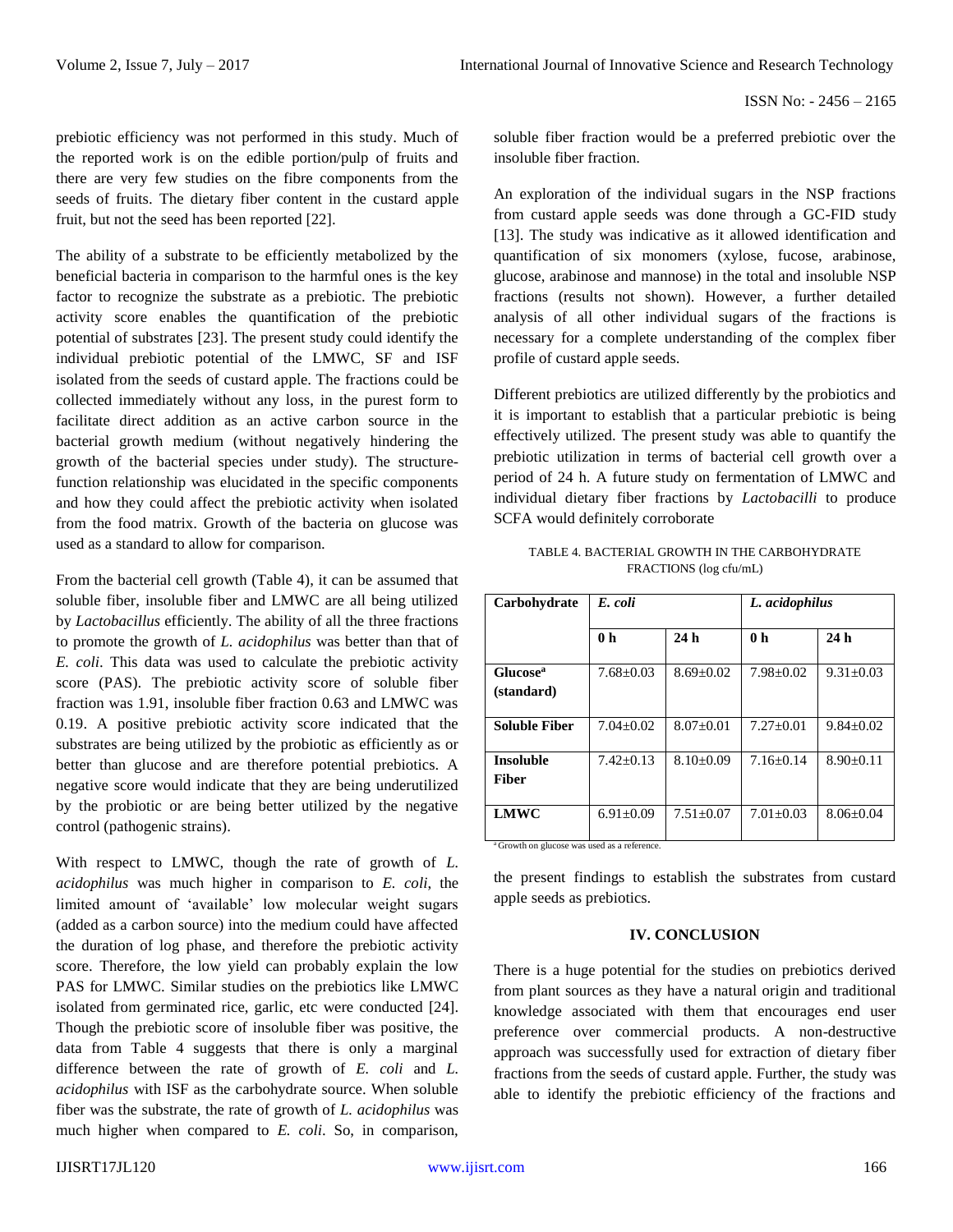prebiotic efficiency was not performed in this study. Much of the reported work is on the edible portion/pulp of fruits and there are very few studies on the fibre components from the seeds of fruits. The dietary fiber content in the custard apple fruit, but not the seed has been reported [22].

The ability of a substrate to be efficiently metabolized by the beneficial bacteria in comparison to the harmful ones is the key factor to recognize the substrate as a prebiotic. The prebiotic activity score enables the quantification of the prebiotic potential of substrates [23]. The present study could identify the individual prebiotic potential of the LMWC, SF and ISF isolated from the seeds of custard apple. The fractions could be collected immediately without any loss, in the purest form to facilitate direct addition as an active carbon source in the bacterial growth medium (without negatively hindering the growth of the bacterial species under study). The structure-function relationship was elucidated in the specific components and how they could affect the prebiotic activity when isolated from the food matrix. Growth of the bacteria on glucose was used as a standard to allow for comparison.

From the bacterial cell growth (Table 4), it can be assumed that soluble fiber, insoluble fiber and LMWC are all being utilized by *Lactobacillus* efficiently. The ability of all the three fractions to promote the growth of *L. acidophilus* was better than that of *E. coli*. This data was used to calculate the prebiotic activity score (PAS). The prebiotic activity score of soluble fiber fraction was 1.91, insoluble fiber fraction 0.63 and LMWC was 0.19. A positive prebiotic activity score indicated that the substrates are being utilized by the probiotic as efficiently as or better than glucose and are therefore potential prebiotics. A negative score would indicate that they are being underutilized by the probiotic or are being better utilized by the negative control (pathogenic strains).

With respect to LMWC, though the rate of growth of *L. acidophilus* was much higher in comparison to *E. coli*, the limited amount of 'available' low molecular weight sugars (added as a carbon source) into the medium could have affected the duration of log phase, and therefore the prebiotic activity score. Therefore, the low yield can probably explain the low PAS for LMWC. Similar studies on the prebiotics like LMWC isolated from germinated rice, garlic, etc were conducted [24]. Though the prebiotic score of insoluble fiber was positive, the data from Table 4 suggests that there is only a marginal difference between the rate of growth of *E. coli* and *L. acidophilus* with ISF as the carbohydrate source. When soluble fiber was the substrate, the rate of growth of *L. acidophilus* was much higher when compared to *E. coli*. So, in comparison, soluble fiber fraction would be a preferred prebiotic over the insoluble fiber fraction.

An exploration of the individual sugars in the NSP fractions from custard apple seeds was done through a GC-FID study [13]. The study was indicative as it allowed identification and quantification of six monomers (xylose, fucose, arabinose, glucose, arabinose and mannose) in the total and insoluble NSP fractions (results not shown). However, a further detailed analysis of all other individual sugars of the fractions is necessary for a complete understanding of the complex fiber profile of custard apple seeds.

Different prebiotics are utilized differently by the probiotics and it is important to establish that a particular prebiotic is being effectively utilized. The present study was able to quantify the prebiotic utilization in terms of bacterial cell growth over a period of 24 h. A future study on fermentation of LMWC and individual dietary fiber fractions by *Lactobacilli* to produce SCFA would definitely corroborate the present findings to establish the substrates from custard apple seeds as prebiotics.

TABLE 4. BACTERIAL GROWTH IN THE CARBOHYDRATE FRACTIONS (log cfu/mL)

| **Carbohydrate** | ***E. coli*** | | ***L. acidophilus*** | |
|---|---|---|---|---|
| | **0 h** | **24 h** | **0 h** | **24 h** |
| **Glucose[a] (standard)** | 7.68±0.03 | 8.69±0.02 | 7.98±0.02 | 9.31±0.03 |
| **Soluble Fiber** | 7.04±0.02 | 8.07±0.01 | 7.27±0.01 | 9.84±0.02 |
| **Insoluble Fiber** | 7.42±0.13 | 8.10±0.09 | 7.16±0.14 | 8.90±0.11 |
| **LMWC** | 6.91±0.09 | 7.51±0.07 | 7.01±0.03 | 8.06±0.04 |

[a] Growth on glucose was used as a reference.

## IV. CONCLUSION

There is a huge potential for the studies on prebiotics derived from plant sources as they have a natural origin and traditional knowledge associated with them that encourages end user preference over commercial products. A non-destructive approach was successfully used for extraction of dietary fiber fractions from the seeds of custard apple. Further, the study was able to identify the prebiotic efficiency of the fractions and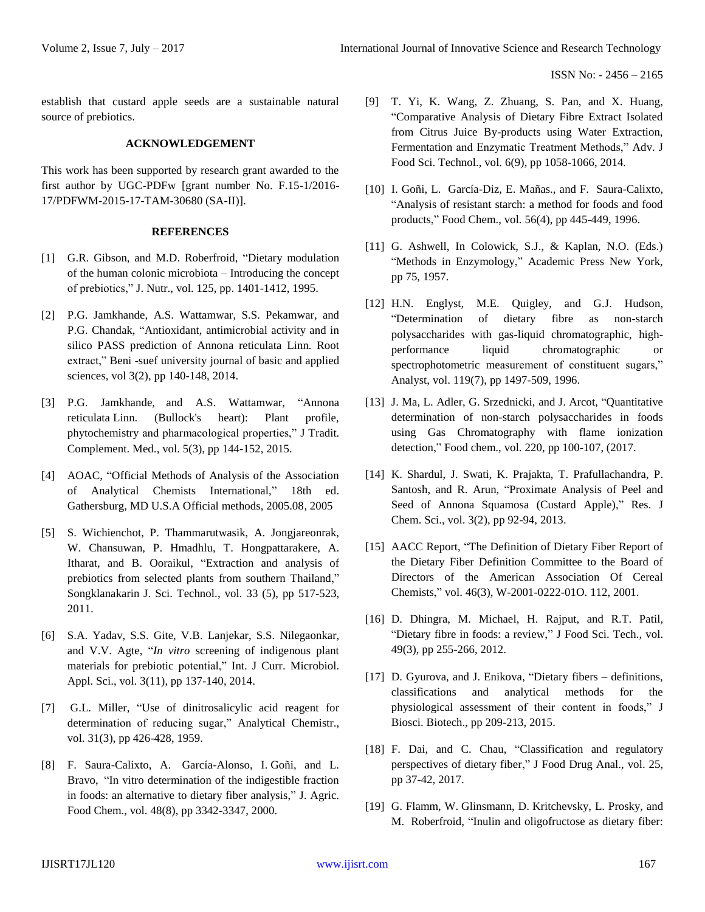establish that custard apple seeds are a sustainable natural source of prebiotics.

### ACKNOWLEDGEMENT

This work has been supported by research grant awarded to the first author by UGC-PDFw [grant number No. F.15-1/2016-17/PDFWM-2015-17-TAM-30680 (SA-II)].

### REFERENCES

[1] G.R. Gibson, and M.D. Roberfroid, "Dietary modulation of the human colonic microbiota – Introducing the concept of prebiotics," J. Nutr., vol. 125, pp. 1401-1412, 1995.

[2] P.G. Jamkhande, A.S. Wattamwar, S.S. Pekamwar, and P.G. Chandak, "Antioxidant, antimicrobial activity and in silico PASS prediction of Annona reticulata Linn. Root extract," Beni -suef university journal of basic and applied sciences, vol 3(2), pp 140-148, 2014.

[3] P.G. Jamkhande, and A.S. Wattamwar, "Annona reticulata Linn. (Bullock's heart): Plant profile, phytochemistry and pharmacological properties," J Tradit. Complement. Med., vol. 5(3), pp 144-152, 2015.

[4] AOAC, "Official Methods of Analysis of the Association of Analytical Chemists International," 18th ed. Gathersburg, MD U.S.A Official methods, 2005.08, 2005

[5] S. Wichienchot, P. Thammarutwasik, A. Jongjareonrak, W. Chansuwan, P. Hmadhlu, T. Hongpattarakere, A. Itharat, and B. Ooraikul, "Extraction and analysis of prebiotics from selected plants from southern Thailand," Songklanakarin J. Sci. Technol., vol. 33 (5), pp 517-523, 2011.

[6] S.A. Yadav, S.S. Gite, V.B. Lanjekar, S.S. Nilegaonkar, and V.V. Agte, "*In vitro* screening of indigenous plant materials for prebiotic potential," Int. J Curr. Microbiol. Appl. Sci., vol. 3(11), pp 137-140, 2014.

[7] G.L. Miller, "Use of dinitrosalicylic acid reagent for determination of reducing sugar," Analytical Chemistr., vol. 31(3), pp 426-428, 1959.

[8] F. Saura-Calixto, A. García-Alonso, I. Goñi, and L. Bravo, "In vitro determination of the indigestible fraction in foods: an alternative to dietary fiber analysis," J. Agric. Food Chem., vol. 48(8), pp 3342-3347, 2000.

[9] T. Yi, K. Wang, Z. Zhuang, S. Pan, and X. Huang, "Comparative Analysis of Dietary Fibre Extract Isolated from Citrus Juice By-products using Water Extraction, Fermentation and Enzymatic Treatment Methods," Adv. J Food Sci. Technol., vol. 6(9), pp 1058-1066, 2014.

[10] I. Goñi, L. García-Diz, E. Mañas., and F. Saura-Calixto, "Analysis of resistant starch: a method for foods and food products," Food Chem., vol. 56(4), pp 445-449, 1996.

[11] G. Ashwell, In Colowick, S.J., & Kaplan, N.O. (Eds.) "Methods in Enzymology," Academic Press New York, pp 75, 1957.

[12] H.N. Englyst, M.E. Quigley, and G.J. Hudson, "Determination of dietary fibre as non-starch polysaccharides with gas-liquid chromatographic, high-performance liquid chromatographic or spectrophotometric measurement of constituent sugars," Analyst, vol. 119(7), pp 1497-509, 1996.

[13] J. Ma, L. Adler, G. Srzednicki, and J. Arcot, "Quantitative determination of non-starch polysaccharides in foods using Gas Chromatography with flame ionization detection," Food chem., vol. 220, pp 100-107, (2017.

[14] K. Shardul, J. Swati, K. Prajakta, T. Prafullachandra, P. Santosh, and R. Arun, "Proximate Analysis of Peel and Seed of Annona Squamosa (Custard Apple)," Res. J Chem. Sci., vol. 3(2), pp 92-94, 2013.

[15] AACC Report, "The Definition of Dietary Fiber Report of the Dietary Fiber Definition Committee to the Board of Directors of the American Association Of Cereal Chemists," vol. 46(3), W-2001-0222-01O. 112, 2001.

[16] D. Dhingra, M. Michael, H. Rajput, and R.T. Patil, "Dietary fibre in foods: a review," J Food Sci. Tech., vol. 49(3), pp 255-266, 2012.

[17] D. Gyurova, and J. Enikova, "Dietary fibers – definitions, classifications and analytical methods for the physiological assessment of their content in foods," J Biosci. Biotech., pp 209-213, 2015.

[18] F. Dai, and C. Chau, "Classification and regulatory perspectives of dietary fiber," J Food Drug Anal., vol. 25, pp 37-42, 2017.

[19] G. Flamm, W. Glinsmann, D. Kritchevsky, L. Prosky, and M. Roberfroid, "Inulin and oligofructose as dietary fiber: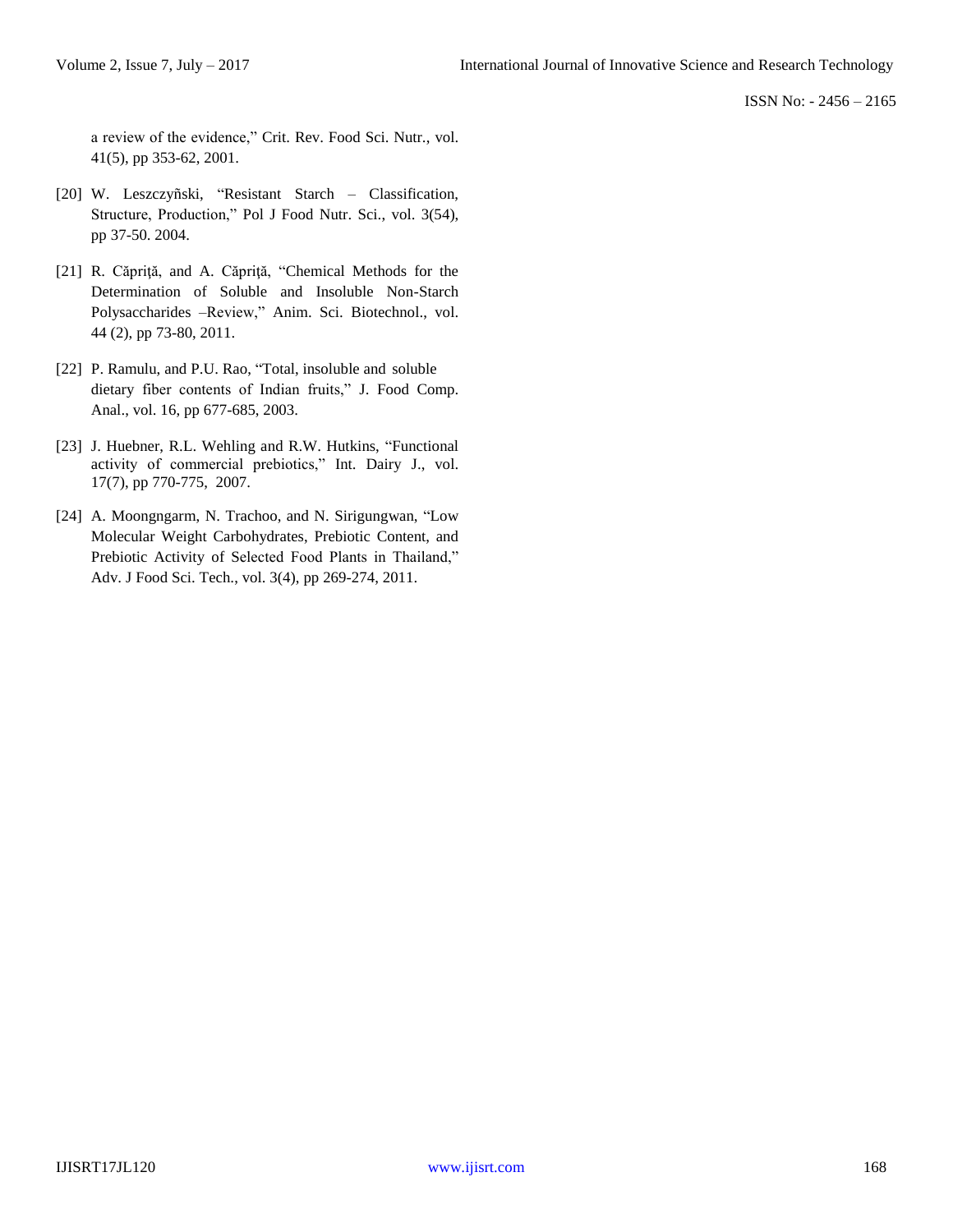a review of the evidence," Crit. Rev. Food Sci. Nutr., vol. 41(5), pp 353-62, 2001.

[20] W. Leszczyñski, "Resistant Starch – Classification, Structure, Production," Pol J Food Nutr. Sci., vol. 3(54), pp 37-50. 2004.

[21] R. Căpriţă, and A. Căpriţă, "Chemical Methods for the Determination of Soluble and Insoluble Non-Starch Polysaccharides –Review," Anim. Sci. Biotechnol., vol. 44 (2), pp 73-80, 2011.

[22] P. Ramulu, and P.U. Rao, "Total, insoluble and soluble dietary fiber contents of Indian fruits," J. Food Comp. Anal., vol. 16, pp 677-685, 2003.

[23] J. Huebner, R.L. Wehling and R.W. Hutkins, "Functional activity of commercial prebiotics," Int. Dairy J., vol. 17(7), pp 770-775, 2007.

[24] A. Moongngarm, N. Trachoo, and N. Sirigungwan, "Low Molecular Weight Carbohydrates, Prebiotic Content, and Prebiotic Activity of Selected Food Plants in Thailand," Adv. J Food Sci. Tech., vol. 3(4), pp 269-274, 2011.